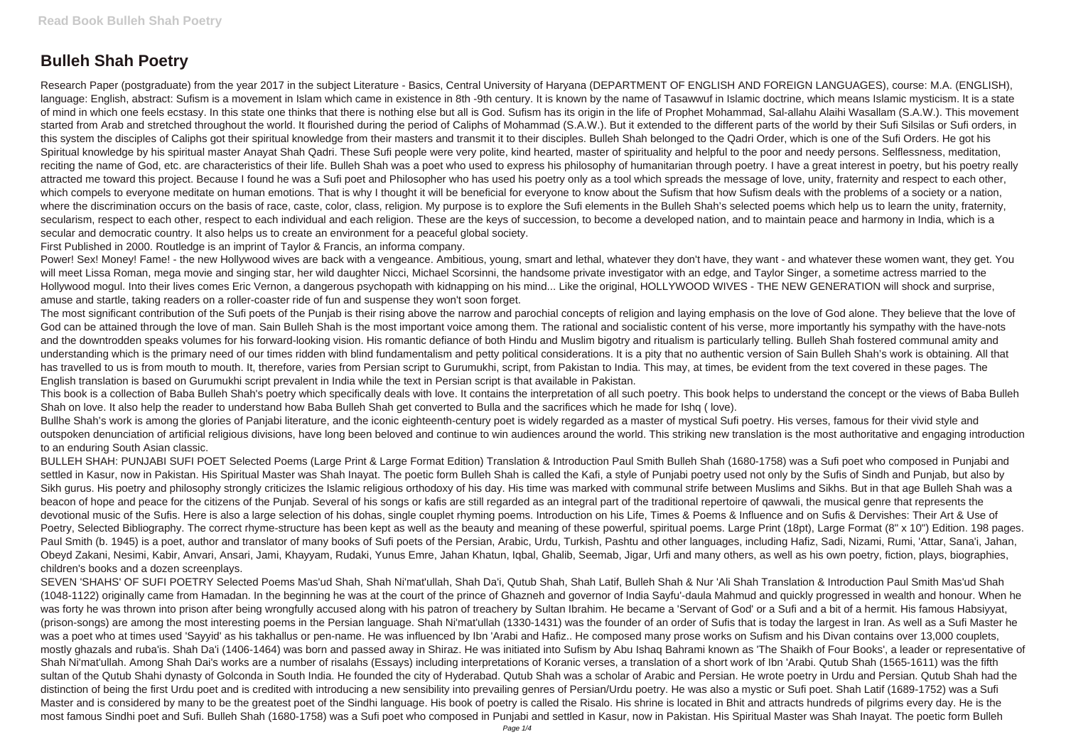# Bulleh Shah Poetry

Research Paper (postgraduate) from the year 2017 in the subject Literature - Basics, Central University of Haryana (DEPARTMENT OF ENGLISH AND FOREIGN LANGUAGES), course: M.A. (ENGLISH), language: English, abstract: Sufism is a movement in Islam which came in existence in 8th -9th century. It is known by the name of Tasawwuf in Islamic doctrine, which means Islamic mysticism. It is a state of mind in which one feels ecstasy. In this state one thinks that there is nothing else but all is God. Sufism has its origin in the life of Prophet Mohammad, Sal-allahu Alaihi Wasallam (S.A.W.). This movement started from Arab and stretched throughout the world. It flourished during the period of Caliphs of Mohammad (S.A.W.). But it extended to the different parts of the world by their Sufi Silsilas or Sufi orders, in this system the disciples of Caliphs got their spiritual knowledge from their masters and transmit it to their disciples. Bulleh Shah belonged to the Qadri Order, which is one of the Sufi Orders. He got his Spiritual knowledge by his spiritual master Anayat Shah Qadri. These Sufi people were very polite, kind hearted, master of spirituality and helpful to the poor and needy persons. Selflessness, meditation, reciting the name of God, etc. are characteristics of their life. Bulleh Shah was a poet who used to express his philosophy of humanitarian through poetry. I have a great interest in poetry, but his poetry really attracted me toward this project. Because I found he was a Sufi poet and Philosopher who has used his poetry only as a tool which spreads the message of love, unity, fraternity and respect to each other, which compels to everyone meditate on human emotions. That is why I thought it will be beneficial for everyone to know about the Sufism that how Sufism deals with the problems of a society or a nation, where the discrimination occurs on the basis of race, caste, color, class, religion. My purpose is to explore the Sufi elements in the Bulleh Shah's selected poems which help us to learn the unity, fraternity, secularism, respect to each other, respect to each individual and each religion. These are the keys of succession, to become a developed nation, and to maintain peace and harmony in India, which is a secular and democratic country. It also helps us to create an environment for a peaceful global society.

First Published in 2000. Routledge is an imprint of Taylor & Francis, an informa company.

Power! Sex! Money! Fame! - the new Hollywood wives are back with a vengeance. Ambitious, young, smart and lethal, whatever they don't have, they want - and whatever these women want, they get. You will meet Lissa Roman, mega movie and singing star, her wild daughter Nicci, Michael Scorsinni, the handsome private investigator with an edge, and Taylor Singer, a sometime actress married to the Hollywood mogul. Into their lives comes Eric Vernon, a dangerous psychopath with kidnapping on his mind... Like the original, HOLLYWOOD WIVES - THE NEW GENERATION will shock and surprise, amuse and startle, taking readers on a roller-coaster ride of fun and suspense they won't soon forget.

The most significant contribution of the Sufi poets of the Punjab is their rising above the narrow and parochial concepts of religion and laying emphasis on the love of God alone. They believe that the love of God can be attained through the love of man. Sain Bulleh Shah is the most important voice among them. The rational and socialistic content of his verse, more importantly his sympathy with the have-nots and the downtrodden speaks volumes for his forward-looking vision. His romantic defiance of both Hindu and Muslim bigotry and ritualism is particularly telling. Bulleh Shah fostered communal amity and understanding which is the primary need of our times ridden with blind fundamentalism and petty political considerations. It is a pity that no authentic version of Sain Bulleh Shah's work is obtaining. All that has travelled to us is from mouth to mouth. It, therefore, varies from Persian script to Gurumukhi, script, from Pakistan to India. This may, at times, be evident from the text covered in these pages. The English translation is based on Gurumukhi script prevalent in India while the text in Persian script is that available in Pakistan.

This book is a collection of Baba Bulleh Shah's poetry which specifically deals with love. It contains the interpretation of all such poetry. This book helps to understand the concept or the views of Baba Bulleh Shah on love. It also help the reader to understand how Baba Bulleh Shah get converted to Bulla and the sacrifices which he made for Ishq ( love).

Bullhe Shah's work is among the glories of Panjabi literature, and the iconic eighteenth-century poet is widely regarded as a master of mystical Sufi poetry. His verses, famous for their vivid style and outspoken denunciation of artificial religious divisions, have long been beloved and continue to win audiences around the world. This striking new translation is the most authoritative and engaging introduction to an enduring South Asian classic.

BULLEH SHAH: PUNJABI SUFI POET Selected Poems (Large Print & Large Format Edition) Translation & Introduction Paul Smith Bulleh Shah (1680-1758) was a Sufi poet who composed in Punjabi and settled in Kasur, now in Pakistan. His Spiritual Master was Shah Inayat. The poetic form Bulleh Shah is called the Kafi, a style of Punjabi poetry used not only by the Sufis of Sindh and Punjab, but also by Sikh gurus. His poetry and philosophy strongly criticizes the Islamic religious orthodoxy of his day. His time was marked with communal strife between Muslims and Sikhs. But in that age Bulleh Shah was a beacon of hope and peace for the citizens of the Punjab. Several of his songs or kafis are still regarded as an integral part of the traditional repertoire of qawwali, the musical genre that represents the devotional music of the Sufis. Here is also a large selection of his dohas, single couplet rhyming poems. Introduction on his Life, Times & Poems & Influence and on Sufis & Dervishes: Their Art & Use of Poetry, Selected Bibliography. The correct rhyme-structure has been kept as well as the beauty and meaning of these powerful, spiritual poems. Large Print (18pt), Large Format (8" x 10") Edition. 198 pages. Paul Smith (b. 1945) is a poet, author and translator of many books of Sufi poets of the Persian, Arabic, Urdu, Turkish, Pashtu and other languages, including Hafiz, Sadi, Nizami, Rumi, 'Attar, Sana'i, Jahan, Obeyd Zakani, Nesimi, Kabir, Anvari, Ansari, Jami, Khayyam, Rudaki, Yunus Emre, Jahan Khatun, Iqbal, Ghalib, Seemab, Jigar, Urfi and many others, as well as his own poetry, fiction, plays, biographies, children's books and a dozen screenplays.

SEVEN 'SHAHS' OF SUFI POETRY Selected Poems Mas'ud Shah, Shah Ni'mat'ullah, Shah Da'i, Qutub Shah, Shah Latif, Bulleh Shah & Nur 'Ali Shah Translation & Introduction Paul Smith Mas'ud Shah (1048-1122) originally came from Hamadan. In the beginning he was at the court of the prince of Ghazneh and governor of India Sayfu'-daula Mahmud and quickly progressed in wealth and honour. When he was forty he was thrown into prison after being wrongfully accused along with his patron of treachery by Sultan Ibrahim. He became a 'Servant of God' or a Sufi and a bit of a hermit. His famous Habsiyyat, (prison-songs) are among the most interesting poems in the Persian language. Shah Ni'mat'ullah (1330-1431) was the founder of an order of Sufis that is today the largest in Iran. As well as a Sufi Master he was a poet who at times used 'Sayyid' as his takhallus or pen-name. He was influenced by Ibn 'Arabi and Hafiz.. He composed many prose works on Sufism and his Divan contains over 13,000 couplets, mostly ghazals and ruba'is. Shah Da'i (1406-1464) was born and passed away in Shiraz. He was initiated into Sufism by Abu Ishaq Bahrami known as 'The Shaikh of Four Books', a leader or representative of Shah Ni'mat'ullah. Among Shah Dai's works are a number of risalahs (Essays) including interpretations of Koranic verses, a translation of a short work of Ibn 'Arabi. Qutub Shah (1565-1611) was the fifth sultan of the Qutub Shahi dynasty of Golconda in South India. He founded the city of Hyderabad. Qutub Shah was a scholar of Arabic and Persian. He wrote poetry in Urdu and Persian. Qutub Shah had the distinction of being the first Urdu poet and is credited with introducing a new sensibility into prevailing genres of Persian/Urdu poetry. He was also a mystic or Sufi poet. Shah Latif (1689-1752) was a Sufi Master and is considered by many to be the greatest poet of the Sindhi language. His book of poetry is called the Risalo. His shrine is located in Bhit and attracts hundreds of pilgrims every day. He is the most famous Sindhi poet and Sufi. Bulleh Shah (1680-1758) was a Sufi poet who composed in Punjabi and settled in Kasur, now in Pakistan. His Spiritual Master was Shah Inayat. The poetic form Bulleh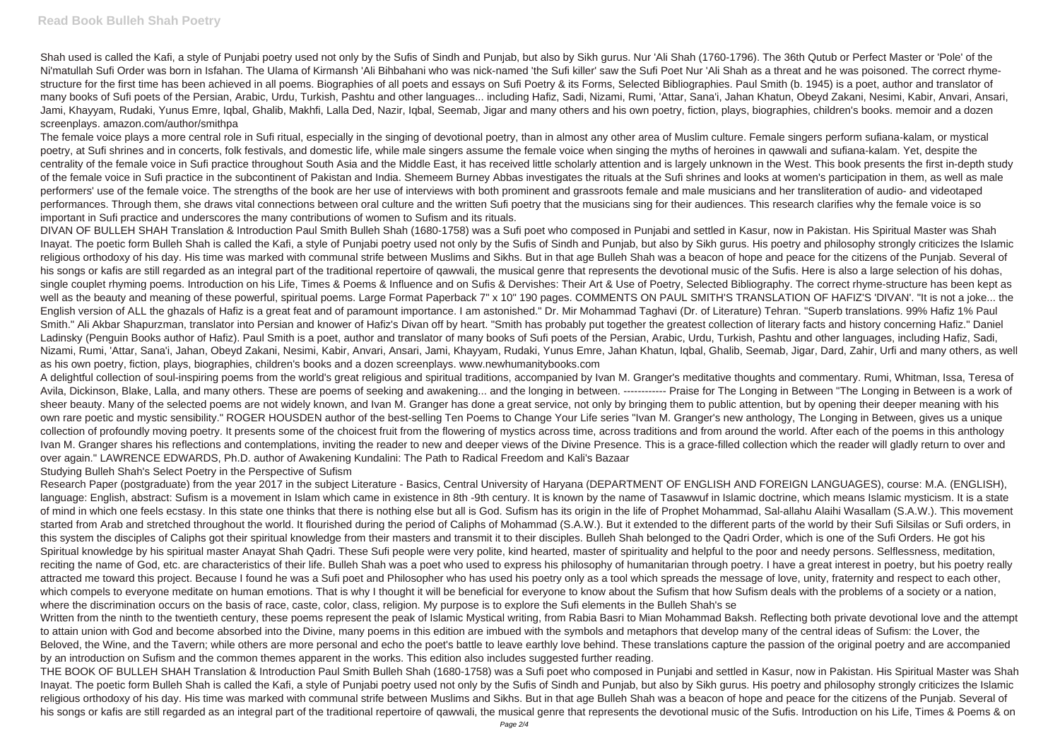Shah used is called the Kafi, a style of Punjabi poetry used not only by the Sufis of Sindh and Punjab, but also by Sikh gurus. Nur 'Ali Shah (1760-1796). The 36th Qutub or Perfect Master or 'Pole' of the Ni'matullah Sufi Order was born in Isfahan. The Ulama of Kirmansh 'Ali Bihbahani who was nick-named 'the Sufi killer' saw the Sufi Poet Nur 'Ali Shah as a threat and he was poisoned. The correct rhyme-structure for the first time has been achieved in all poems. Biographies of all poets and essays on Sufi Poetry & its Forms, Selected Bibliographies. Paul Smith (b. 1945) is a poet, author and translator of many books of Sufi poets of the Persian, Arabic, Urdu, Turkish, Pashtu and other languages... including Hafiz, Sadi, Nizami, Rumi, 'Attar, Sana'i, Jahan Khatun, Obeyd Zakani, Nesimi, Kabir, Anvari, Ansari, Jami, Khayyam, Rudaki, Yunus Emre, Iqbal, Ghalib, Makhfi, Lalla Ded, Nazir, Iqbal, Seemab, Jigar and many others and his own poetry, fiction, plays, biographies, children's books. memoir and a dozen screenplays. amazon.com/author/smithpa

The female voice plays a more central role in Sufi ritual, especially in the singing of devotional poetry, than in almost any other area of Muslim culture. Female singers perform sufiana-kalam, or mystical poetry, at Sufi shrines and in concerts, folk festivals, and domestic life, while male singers assume the female voice when singing the myths of heroines in qawwali and sufiana-kalam. Yet, despite the centrality of the female voice in Sufi practice throughout South Asia and the Middle East, it has received little scholarly attention and is largely unknown in the West. This book presents the first in-depth study of the female voice in Sufi practice in the subcontinent of Pakistan and India. Shemeem Burney Abbas investigates the rituals at the Sufi shrines and looks at women's participation in them, as well as male performers' use of the female voice. The strengths of the book are her use of interviews with both prominent and grassroots female and male musicians and her transliteration of audio- and videotaped performances. Through them, she draws vital connections between oral culture and the written Sufi poetry that the musicians sing for their audiences. This research clarifies why the female voice is so important in Sufi practice and underscores the many contributions of women to Sufism and its rituals.

DIVAN OF BULLEH SHAH Translation & Introduction Paul Smith Bulleh Shah (1680-1758) was a Sufi poet who composed in Punjabi and settled in Kasur, now in Pakistan. His Spiritual Master was Shah Inayat. The poetic form Bulleh Shah is called the Kafi, a style of Punjabi poetry used not only by the Sufis of Sindh and Punjab, but also by Sikh gurus. His poetry and philosophy strongly criticizes the Islamic religious orthodoxy of his day. His time was marked with communal strife between Muslims and Sikhs. But in that age Bulleh Shah was a beacon of hope and peace for the citizens of the Punjab. Several of his songs or kafis are still regarded as an integral part of the traditional repertoire of qawwali, the musical genre that represents the devotional music of the Sufis. Here is also a large selection of his dohas, single couplet rhyming poems. Introduction on his Life, Times & Poems & Influence and on Sufis & Dervishes: Their Art & Use of Poetry, Selected Bibliography. The correct rhyme-structure has been kept as well as the beauty and meaning of these powerful, spiritual poems. Large Format Paperback 7" x 10" 190 pages. COMMENTS ON PAUL SMITH'S TRANSLATION OF HAFIZ'S 'DIVAN'. "It is not a joke... the English version of ALL the ghazals of Hafiz is a great feat and of paramount importance. I am astonished." Dr. Mir Mohammad Taghavi (Dr. of Literature) Tehran. "Superb translations. 99% Hafiz 1% Paul Smith." Ali Akbar Shapurzman, translator into Persian and knower of Hafiz's Divan off by heart. "Smith has probably put together the greatest collection of literary facts and history concerning Hafiz." Daniel Ladinsky (Penguin Books author of Hafiz). Paul Smith is a poet, author and translator of many books of Sufi poets of the Persian, Arabic, Urdu, Turkish, Pashtu and other languages, including Hafiz, Sadi, Nizami, Rumi, 'Attar, Sana'i, Jahan, Obeyd Zakani, Nesimi, Kabir, Anvari, Ansari, Jami, Khayyam, Rudaki, Yunus Emre, Jahan Khatun, Iqbal, Ghalib, Seemab, Jigar, Dard, Zahir, Urfi and many others, as well as his own poetry, fiction, plays, biographies, children's books and a dozen screenplays. www.newhumanitybooks.com

A delightful collection of soul-inspiring poems from the world's great religious and spiritual traditions, accompanied by Ivan M. Granger's meditative thoughts and commentary. Rumi, Whitman, Issa, Teresa of Avila, Dickinson, Blake, Lalla, and many others. These are poems of seeking and awakening... and the longing in between. ------------ Praise for The Longing in Between "The Longing in Between is a work of sheer beauty. Many of the selected poems are not widely known, and Ivan M. Granger has done a great service, not only by bringing them to public attention, but by opening their deeper meaning with his own rare poetic and mystic sensibility." ROGER HOUSDEN author of the best-selling Ten Poems to Change Your Life series "Ivan M. Granger's new anthology, The Longing in Between, gives us a unique collection of profoundly moving poetry. It presents some of the choicest fruit from the flowering of mystics across time, across traditions and from around the world. After each of the poems in this anthology Ivan M. Granger shares his reflections and contemplations, inviting the reader to new and deeper views of the Divine Presence. This is a grace-filled collection which the reader will gladly return to over and over again." LAWRENCE EDWARDS, Ph.D. author of Awakening Kundalini: The Path to Radical Freedom and Kali's Bazaar

Studying Bulleh Shah's Select Poetry in the Perspective of Sufism

Research Paper (postgraduate) from the year 2017 in the subject Literature - Basics, Central University of Haryana (DEPARTMENT OF ENGLISH AND FOREIGN LANGUAGES), course: M.A. (ENGLISH), language: English, abstract: Sufism is a movement in Islam which came in existence in 8th -9th century. It is known by the name of Tasawwuf in Islamic doctrine, which means Islamic mysticism. It is a state of mind in which one feels ecstasy. In this state one thinks that there is nothing else but all is God. Sufism has its origin in the life of Prophet Mohammad, Sal-allahu Alaihi Wasallam (S.A.W.). This movement started from Arab and stretched throughout the world. It flourished during the period of Caliphs of Mohammad (S.A.W.). But it extended to the different parts of the world by their Sufi Silsilas or Sufi orders, in this system the disciples of Caliphs got their spiritual knowledge from their masters and transmit it to their disciples. Bulleh Shah belonged to the Qadri Order, which is one of the Sufi Orders. He got his Spiritual knowledge by his spiritual master Anayat Shah Qadri. These Sufi people were very polite, kind hearted, master of spirituality and helpful to the poor and needy persons. Selflessness, meditation, reciting the name of God, etc. are characteristics of their life. Bulleh Shah was a poet who used to express his philosophy of humanitarian through poetry. I have a great interest in poetry, but his poetry really attracted me toward this project. Because I found he was a Sufi poet and Philosopher who has used his poetry only as a tool which spreads the message of love, unity, fraternity and respect to each other, which compels to everyone meditate on human emotions. That is why I thought it will be beneficial for everyone to know about the Sufism that how Sufism deals with the problems of a society or a nation, where the discrimination occurs on the basis of race, caste, color, class, religion. My purpose is to explore the Sufi elements in the Bulleh Shah's se

Written from the ninth to the twentieth century, these poems represent the peak of Islamic Mystical writing, from Rabia Basri to Mian Mohammad Baksh. Reflecting both private devotional love and the attempt to attain union with God and become absorbed into the Divine, many poems in this edition are imbued with the symbols and metaphors that develop many of the central ideas of Sufism: the Lover, the Beloved, the Wine, and the Tavern; while others are more personal and echo the poet's battle to leave earthly love behind. These translations capture the passion of the original poetry and are accompanied by an introduction on Sufism and the common themes apparent in the works. This edition also includes suggested further reading.

THE BOOK OF BULLEH SHAH Translation & Introduction Paul Smith Bulleh Shah (1680-1758) was a Sufi poet who composed in Punjabi and settled in Kasur, now in Pakistan. His Spiritual Master was Shah Inayat. The poetic form Bulleh Shah is called the Kafi, a style of Punjabi poetry used not only by the Sufis of Sindh and Punjab, but also by Sikh gurus. His poetry and philosophy strongly criticizes the Islamic religious orthodoxy of his day. His time was marked with communal strife between Muslims and Sikhs. But in that age Bulleh Shah was a beacon of hope and peace for the citizens of the Punjab. Several of his songs or kafis are still regarded as an integral part of the traditional repertoire of qawwali, the musical genre that represents the devotional music of the Sufis. Introduction on his Life, Times & Poems & on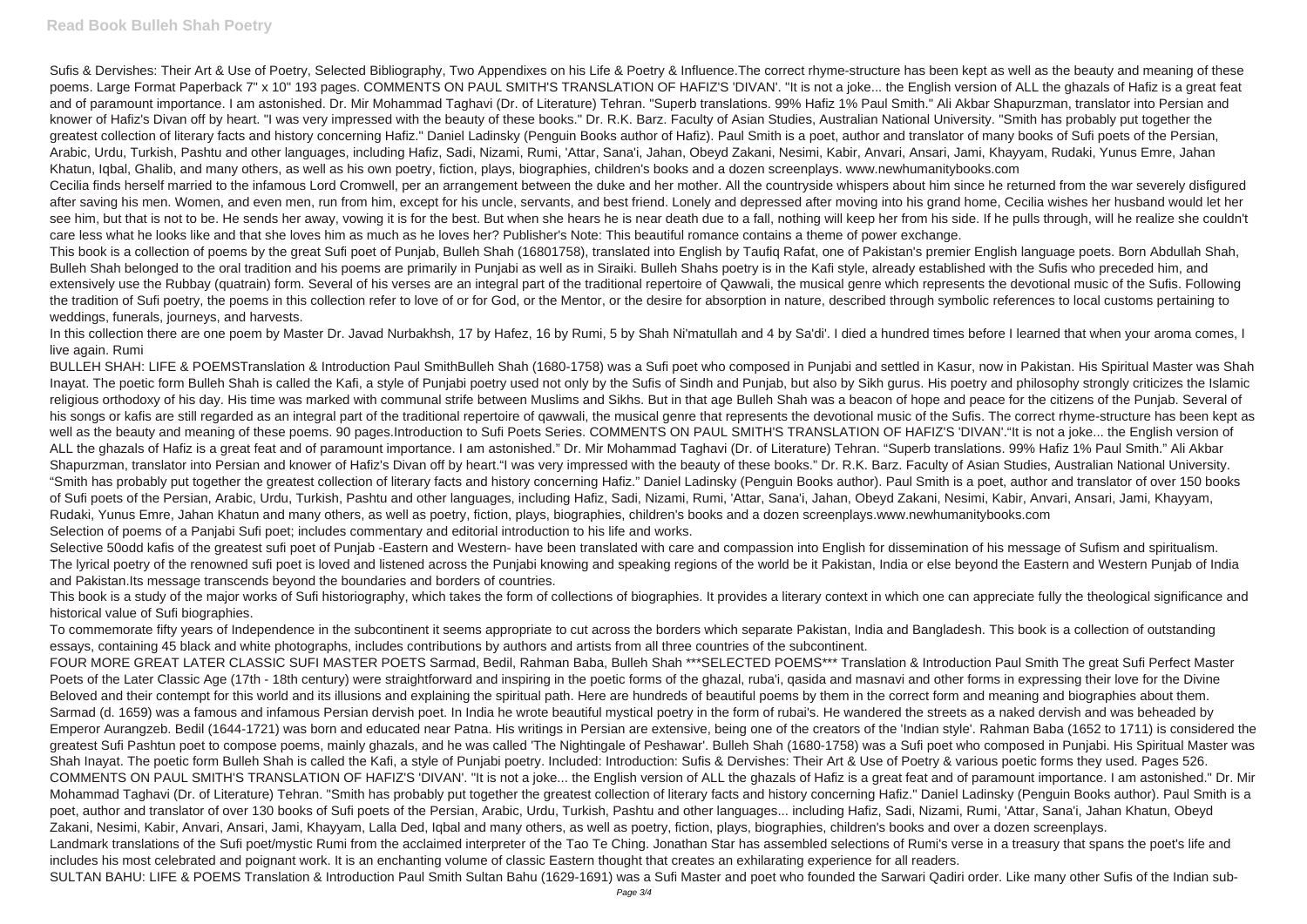Sufis & Dervishes: Their Art & Use of Poetry, Selected Bibliography, Two Appendixes on his Life & Poetry & Influence.The correct rhyme-structure has been kept as well as the beauty and meaning of these poems. Large Format Paperback 7" x 10" 193 pages. COMMENTS ON PAUL SMITH'S TRANSLATION OF HAFIZ'S 'DIVAN'. "It is not a joke... the English version of ALL the ghazals of Hafiz is a great feat and of paramount importance. I am astonished. Dr. Mir Mohammad Taghavi (Dr. of Literature) Tehran. "Superb translations. 99% Hafiz 1% Paul Smith." Ali Akbar Shapurzman, translator into Persian and knower of Hafiz's Divan off by heart. "I was very impressed with the beauty of these books." Dr. R.K. Barz. Faculty of Asian Studies, Australian National University. "Smith has probably put together the greatest collection of literary facts and history concerning Hafiz." Daniel Ladinsky (Penguin Books author of Hafiz). Paul Smith is a poet, author and translator of many books of Sufi poets of the Persian, Arabic, Urdu, Turkish, Pashtu and other languages, including Hafiz, Sadi, Nizami, Rumi, 'Attar, Sana'i, Jahan, Obeyd Zakani, Nesimi, Kabir, Anvari, Ansari, Jami, Khayyam, Rudaki, Yunus Emre, Jahan Khatun, Iqbal, Ghalib, and many others, as well as his own poetry, fiction, plays, biographies, children's books and a dozen screenplays. www.newhumanitybooks.com

Cecilia finds herself married to the infamous Lord Cromwell, per an arrangement between the duke and her mother. All the countryside whispers about him since he returned from the war severely disfigured after saving his men. Women, and even men, run from him, except for his uncle, servants, and best friend. Lonely and depressed after moving into his grand home, Cecilia wishes her husband would let her see him, but that is not to be. He sends her away, vowing it is for the best. But when she hears he is near death due to a fall, nothing will keep her from his side. If he pulls through, will he realize she couldn't care less what he looks like and that she loves him as much as he loves her? Publisher's Note: This beautiful romance contains a theme of power exchange.

This book is a collection of poems by the great Sufi poet of Punjab, Bulleh Shah (16801758), translated into English by Taufiq Rafat, one of Pakistan's premier English language poets. Born Abdullah Shah, Bulleh Shah belonged to the oral tradition and his poems are primarily in Punjabi as well as in Siraiki. Bulleh Shahs poetry is in the Kafi style, already established with the Sufis who preceded him, and extensively use the Rubbay (quatrain) form. Several of his verses are an integral part of the traditional repertoire of Qawwali, the musical genre which represents the devotional music of the Sufis. Following the tradition of Sufi poetry, the poems in this collection refer to love of or for God, or the Mentor, or the desire for absorption in nature, described through symbolic references to local customs pertaining to weddings, funerals, journeys, and harvests.

In this collection there are one poem by Master Dr. Javad Nurbakhsh, 17 by Hafez, 16 by Rumi, 5 by Shah Ni'matullah and 4 by Sa'di'. I died a hundred times before I learned that when your aroma comes, I live again. Rumi

BULLEH SHAH: LIFE & POEMSTranslation & Introduction Paul SmithBulleh Shah (1680-1758) was a Sufi poet who composed in Punjabi and settled in Kasur, now in Pakistan. His Spiritual Master was Shah Inayat. The poetic form Bulleh Shah is called the Kafi, a style of Punjabi poetry used not only by the Sufis of Sindh and Punjab, but also by Sikh gurus. His poetry and philosophy strongly criticizes the Islamic religious orthodoxy of his day. His time was marked with communal strife between Muslims and Sikhs. But in that age Bulleh Shah was a beacon of hope and peace for the citizens of the Punjab. Several of his songs or kafis are still regarded as an integral part of the traditional repertoire of qawwali, the musical genre that represents the devotional music of the Sufis. The correct rhyme-structure has been kept as well as the beauty and meaning of these poems. 90 pages.Introduction to Sufi Poets Series. COMMENTS ON PAUL SMITH'S TRANSLATION OF HAFIZ'S 'DIVAN'."It is not a joke... the English version of ALL the ghazals of Hafiz is a great feat and of paramount importance. I am astonished." Dr. Mir Mohammad Taghavi (Dr. of Literature) Tehran. "Superb translations. 99% Hafiz 1% Paul Smith." Ali Akbar Shapurzman, translator into Persian and knower of Hafiz's Divan off by heart."I was very impressed with the beauty of these books." Dr. R.K. Barz. Faculty of Asian Studies, Australian National University. "Smith has probably put together the greatest collection of literary facts and history concerning Hafiz." Daniel Ladinsky (Penguin Books author). Paul Smith is a poet, author and translator of over 150 books of Sufi poets of the Persian, Arabic, Urdu, Turkish, Pashtu and other languages, including Hafiz, Sadi, Nizami, Rumi, 'Attar, Sana'i, Jahan, Obeyd Zakani, Nesimi, Kabir, Anvari, Ansari, Jami, Khayyam, Rudaki, Yunus Emre, Jahan Khatun and many others, as well as poetry, fiction, plays, biographies, children's books and a dozen screenplays.www.newhumanitybooks.com

Selection of poems of a Panjabi Sufi poet; includes commentary and editorial introduction to his life and works.

Selective 50odd kafis of the greatest sufi poet of Punjab -Eastern and Western- have been translated with care and compassion into English for dissemination of his message of Sufism and spiritualism. The lyrical poetry of the renowned sufi poet is loved and listened across the Punjabi knowing and speaking regions of the world be it Pakistan, India or else beyond the Eastern and Western Punjab of India and Pakistan.Its message transcends beyond the boundaries and borders of countries.

This book is a study of the major works of Sufi historiography, which takes the form of collections of biographies. It provides a literary context in which one can appreciate fully the theological significance and historical value of Sufi biographies.

To commemorate fifty years of Independence in the subcontinent it seems appropriate to cut across the borders which separate Pakistan, India and Bangladesh. This book is a collection of outstanding essays, containing 45 black and white photographs, includes contributions by authors and artists from all three countries of the subcontinent.

FOUR MORE GREAT LATER CLASSIC SUFI MASTER POETS Sarmad, Bedil, Rahman Baba, Bulleh Shah ***SELECTED POEMS*** Translation & Introduction Paul Smith The great Sufi Perfect Master Poets of the Later Classic Age (17th - 18th century) were straightforward and inspiring in the poetic forms of the ghazal, ruba'i, qasida and masnavi and other forms in expressing their love for the Divine Beloved and their contempt for this world and its illusions and explaining the spiritual path. Here are hundreds of beautiful poems by them in the correct form and meaning and biographies about them. Sarmad (d. 1659) was a famous and infamous Persian dervish poet. In India he wrote beautiful mystical poetry in the form of rubai's. He wandered the streets as a naked dervish and was beheaded by Emperor Aurangzeb. Bedil (1644-1721) was born and educated near Patna. His writings in Persian are extensive, being one of the creators of the 'Indian style'. Rahman Baba (1652 to 1711) is considered the greatest Sufi Pashtun poet to compose poems, mainly ghazals, and he was called 'The Nightingale of Peshawar'. Bulleh Shah (1680-1758) was a Sufi poet who composed in Punjabi. His Spiritual Master was Shah Inayat. The poetic form Bulleh Shah is called the Kafi, a style of Punjabi poetry. Included: Introduction: Sufis & Dervishes: Their Art & Use of Poetry & various poetic forms they used. Pages 526. COMMENTS ON PAUL SMITH'S TRANSLATION OF HAFIZ'S 'DIVAN'. "It is not a joke... the English version of ALL the ghazals of Hafiz is a great feat and of paramount importance. I am astonished." Dr. Mir Mohammad Taghavi (Dr. of Literature) Tehran. "Smith has probably put together the greatest collection of literary facts and history concerning Hafiz." Daniel Ladinsky (Penguin Books author). Paul Smith is a poet, author and translator of over 130 books of Sufi poets of the Persian, Arabic, Urdu, Turkish, Pashtu and other languages... including Hafiz, Sadi, Nizami, Rumi, 'Attar, Sana'i, Jahan Khatun, Obeyd Zakani, Nesimi, Kabir, Anvari, Ansari, Jami, Khayyam, Lalla Ded, Iqbal and many others, as well as poetry, fiction, plays, biographies, children's books and over a dozen screenplays.

Landmark translations of the Sufi poet/mystic Rumi from the acclaimed interpreter of the Tao Te Ching. Jonathan Star has assembled selections of Rumi's verse in a treasury that spans the poet's life and includes his most celebrated and poignant work. It is an enchanting volume of classic Eastern thought that creates an exhilarating experience for all readers.

SULTAN BAHU: LIFE & POEMS Translation & Introduction Paul Smith Sultan Bahu (1629-1691) was a Sufi Master and poet who founded the Sarwari Qadiri order. Like many other Sufis of the Indian sub-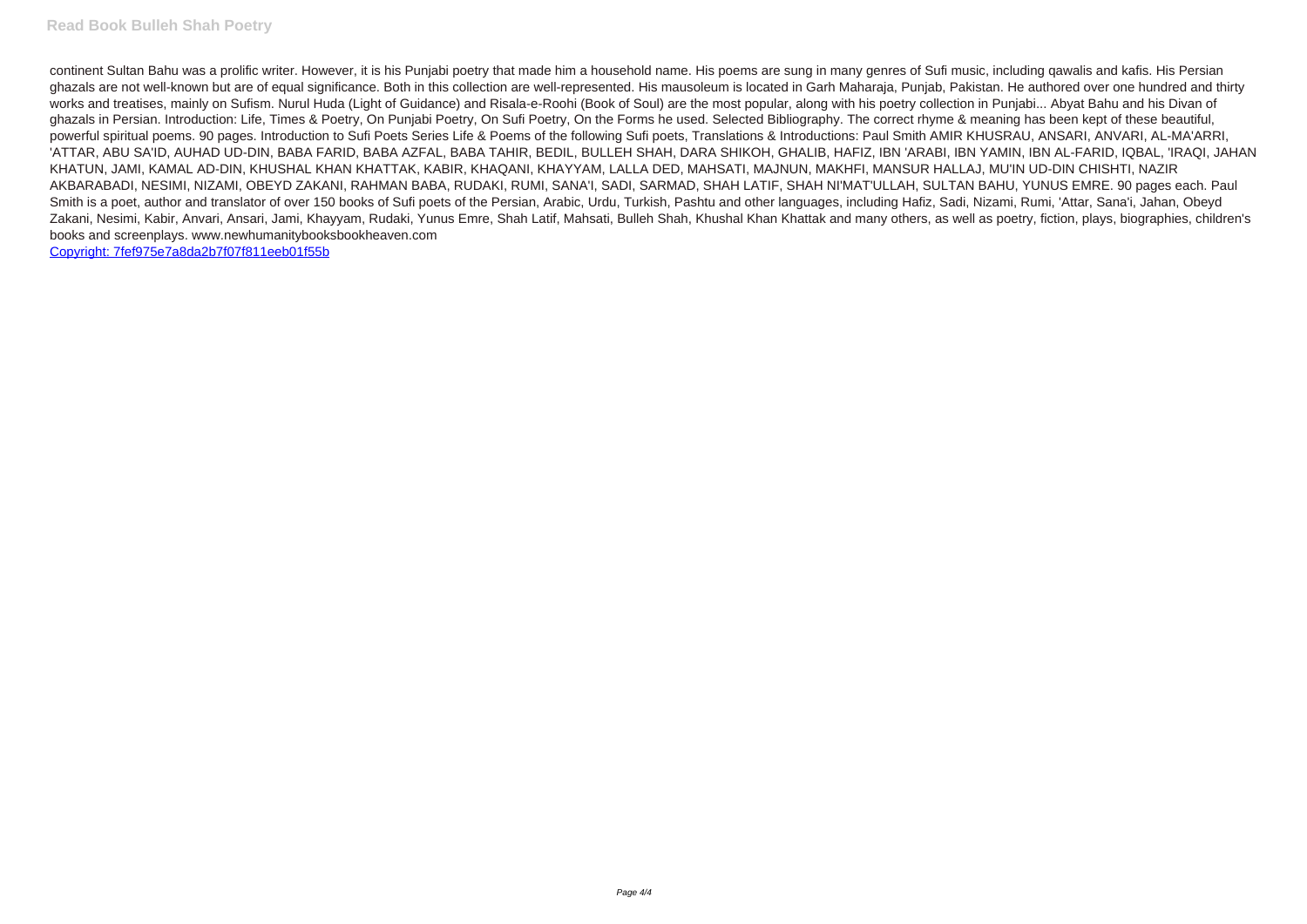continent Sultan Bahu was a prolific writer. However, it is his Punjabi poetry that made him a household name. His poems are sung in many genres of Sufi music, including qawalis and kafis. His Persian ghazals are not well-known but are of equal significance. Both in this collection are well-represented. His mausoleum is located in Garh Maharaja, Punjab, Pakistan. He authored over one hundred and thirty works and treatises, mainly on Sufism. Nurul Huda (Light of Guidance) and Risala-e-Roohi (Book of Soul) are the most popular, along with his poetry collection in Punjabi... Abyat Bahu and his Divan of ghazals in Persian. Introduction: Life, Times & Poetry, On Punjabi Poetry, On Sufi Poetry, On the Forms he used. Selected Bibliography. The correct rhyme & meaning has been kept of these beautiful, powerful spiritual poems. 90 pages. Introduction to Sufi Poets Series Life & Poems of the following Sufi poets, Translations & Introductions: Paul Smith AMIR KHUSRAU, ANSARI, ANVARI, AL-MA'ARRI, 'ATTAR, ABU SA'ID, AUHAD UD-DIN, BABA FARID, BABA AZFAL, BABA TAHIR, BEDIL, BULLEH SHAH, DARA SHIKOH, GHALIB, HAFIZ, IBN 'ARABI, IBN YAMIN, IBN AL-FARID, IQBAL, 'IRAQI, JAHAN KHATUN, JAMI, KAMAL AD-DIN, KHUSHAL KHAN KHATTAK, KABIR, KHAQANI, KHAYYAM, LALLA DED, MAHSATI, MAJNUN, MAKHFI, MANSUR HALLAJ, MU'IN UD-DIN CHISHTI, NAZIR AKBARABADI, NESIMI, NIZAMI, OBEYD ZAKANI, RAHMAN BABA, RUDAKI, RUMI, SANA'I, SADI, SARMAD, SHAH LATIF, SHAH NI'MAT'ULLAH, SULTAN BAHU, YUNUS EMRE. 90 pages each. Paul Smith is a poet, author and translator of over 150 books of Sufi poets of the Persian, Arabic, Urdu, Turkish, Pashtu and other languages, including Hafiz, Sadi, Nizami, Rumi, 'Attar, Sana'i, Jahan, Obeyd Zakani, Nesimi, Kabir, Anvari, Ansari, Jami, Khayyam, Rudaki, Yunus Emre, Shah Latif, Mahsati, Bulleh Shah, Khushal Khan Khattak and many others, as well as poetry, fiction, plays, biographies, children's books and screenplays. www.newhumanitybooksbookheaven.com

Copyright: 7fef975e7a8da2b7f07f811eeb01f55b